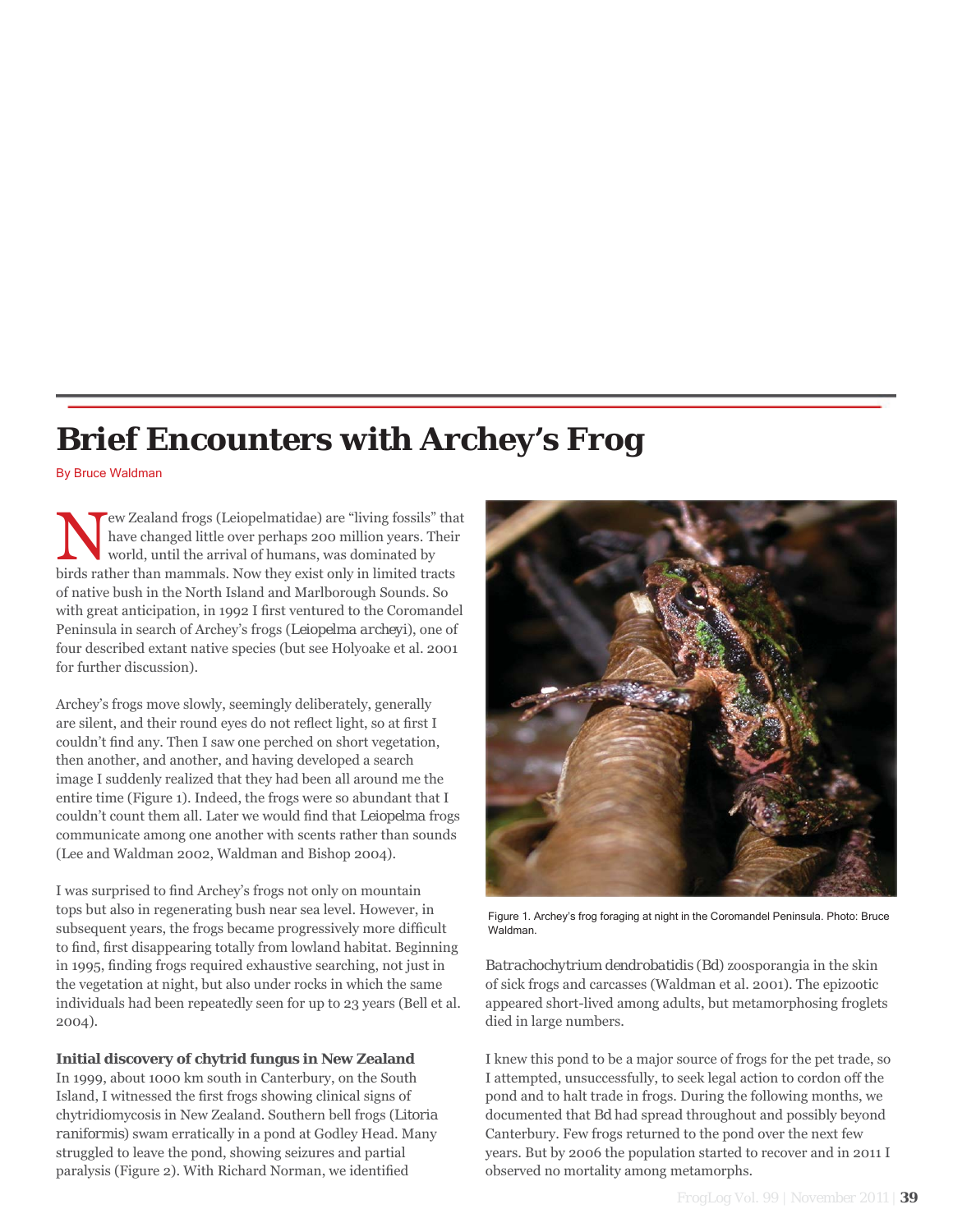# Brief Encounters with Archey's Frog

By Bruce Waldman

New Zealand frogs (Leiopelmatidae) are "living fossils" that have changed little over perhaps 200 million years. Their world, until the arrival of humans, was dominated by birds rather than mammals. Now they exist only in limited tracts of native bush in the North Island and Marlborough Sounds. So with great anticipation, in 1992 I first ventured to the Coromandel Peninsula in search of Archey's frogs (*Leiopelma archeyi*), one of four described extant native species (but see Holyoake et al. 2001 for further discussion).

Archey's frogs move slowly, seemingly deliberately, generally are silent, and their round eyes do not reflect light, so at first I couldn't find any. Then I saw one perched on short vegetation, then another, and another, and having developed a search image I suddenly realized that they had been all around me the entire time (Figure 1). Indeed, the frogs were so abundant that I couldn't count them all. Later we would find that *Leiopelma* frogs communicate among one another with scents rather than sounds (Lee and Waldman 2002, Waldman and Bishop 2004).

I was surprised to find Archey's frogs not only on mountain tops but also in regenerating bush near sea level. However, in subsequent years, the frogs became progressively more difficult to find, first disappearing totally from lowland habitat. Beginning in 1995, finding frogs required exhaustive searching, not just in the vegetation at night, but also under rocks in which the same individuals had been repeatedly seen for up to 23 years (Bell et al. 2004).

**Initial discovery of chytrid fungus in New Zealand**

In 1999, about 1000 km south in Canterbury, on the South Island, I witnessed the first frogs showing clinical signs of chytridiomycosis in New Zealand. Southern bell frogs (*Litoria raniformis*) swam erratically in a pond at Godley Head. Many struggled to leave the pond, showing seizures and partial paralysis (Figure 2). With Richard Norman, we identified *Batrachochytrium dendrobatidis* (*Bd*) zoosporangia in the skin of sick frogs and carcasses (Waldman et al. 2001). The epizootic appeared short-lived among adults, but metamorphosing froglets died in large numbers.

Figure 1. Archey's frog foraging at night in the Coromandel Peninsula. Photo: Bruce Waldman.

I knew this pond to be a major source of frogs for the pet trade, so I attempted, unsuccessfully, to seek legal action to cordon off the pond and to halt trade in frogs. During the following months, we documented that *Bd* had spread throughout and possibly beyond Canterbury. Few frogs returned to the pond over the next few years. But by 2006 the population started to recover and in 2011 I observed no mortality among metamorphs.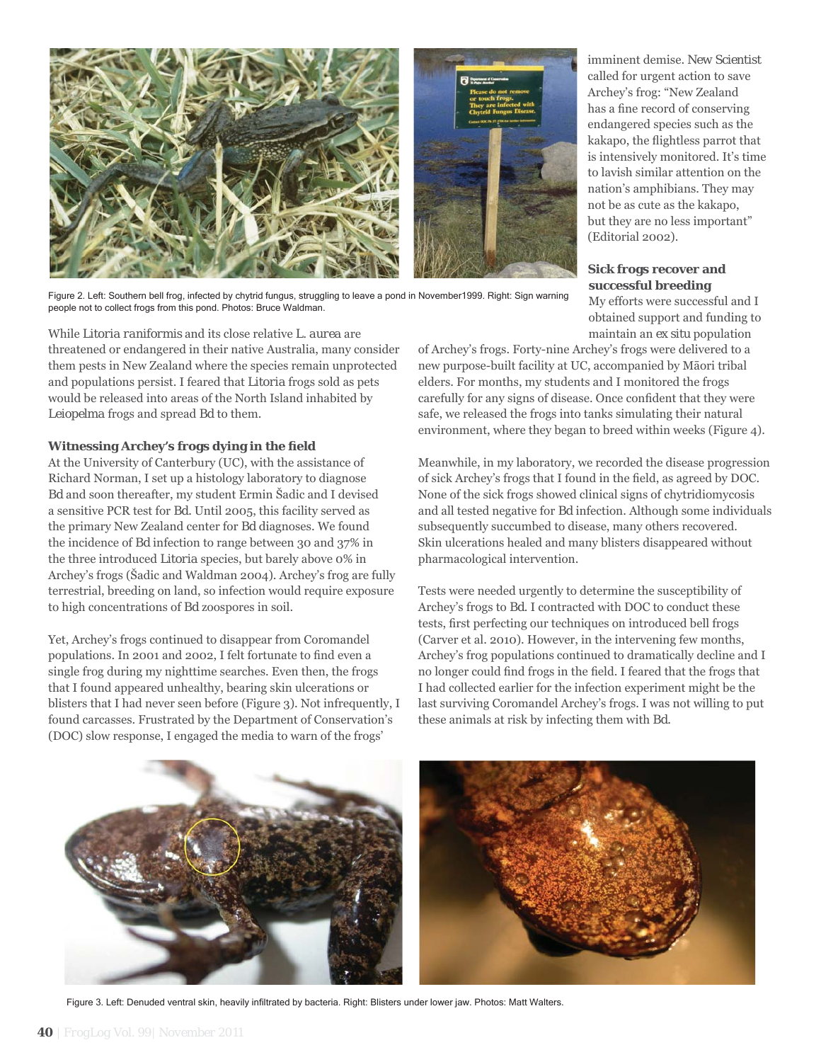Figure 2. Left: Southern bell frog, infected by chytrid fungus, struggling to leave a pond in November1999. Right: Sign warning people not to collect frogs from this pond. Photos: Bruce Waldman.

While *Litoria raniformis* and its close relative *L. aurea* are threatened or endangered in their native Australia, many consider them pests in New Zealand where the species remain unprotected and populations persist. I feared that *Litoria* frogs sold as pets would be released into areas of the North Island inhabited by *Leiopelma* frogs and spread *Bd* to them.

### Witnessing Archey's frogs dying in the field

At the University of Canterbury (UC), with the assistance of Richard Norman, I set up a histology laboratory to diagnose *Bd* and soon thereafter, my student Ermin Šadic and I devised a sensitive PCR test for *Bd*. Until 2005, this facility served as the primary New Zealand center for *Bd* diagnoses. We found the incidence of *Bd* infection to range between 30 and 37% in the three introduced *Litoria* species, but barely above 0% in Archey's frogs (Šadic and Waldman 2004). Archey's frog are fully terrestrial, breeding on land, so infection would require exposure to high concentrations of *Bd* zoospores in soil.

Yet, Archey's frogs continued to disappear from Coromandel populations. In 2001 and 2002, I felt fortunate to find even a single frog during my nighttime searches. Even then, the frogs that I found appeared unhealthy, bearing skin ulcerations or blisters that I had never seen before (Figure 3). Not infrequently, I found carcasses. Frustrated by the Department of Conservation's (DOC) slow response, I engaged the media to warn of the frogs' imminent demise. *New Scientist* called for urgent action to save Archey's frog: "New Zealand has a fine record of conserving endangered species such as the kakapo, the flightless parrot that is intensively monitored. It's time to lavish similar attention on the nation's amphibians. They may not be as cute as the kakapo, but they are no less important" (Editorial 2002).

### Sick frogs recover and successful breeding

My efforts were successful and I obtained support and funding to maintain an *ex situ* population of Archey's frogs. Forty-nine Archey's frogs were delivered to a new purpose-built facility at UC, accompanied by Māori tribal elders. For months, my students and I monitored the frogs carefully for any signs of disease. Once confident that they were safe, we released the frogs into tanks simulating their natural environment, where they began to breed within weeks (Figure 4).

Meanwhile, in my laboratory, we recorded the disease progression of sick Archey's frogs that I found in the field, as agreed by DOC. None of the sick frogs showed clinical signs of chytridiomycosis and all tested negative for *Bd* infection. Although some individuals subsequently succumbed to disease, many others recovered. Skin ulcerations healed and many blisters disappeared without pharmacological intervention.

Tests were needed urgently to determine the susceptibility of Archey's frogs to *Bd*. I contracted with DOC to conduct these tests, first perfecting our techniques on introduced bell frogs (Carver et al. 2010). However, in the intervening few months, Archey's frog populations continued to dramatically decline and I no longer could find frogs in the field. I feared that the frogs that I had collected earlier for the infection experiment might be the last surviving Coromandel Archey's frogs. I was not willing to put these animals at risk by infecting them with *Bd*.

Figure 3. Left: Denuded ventral skin, heavily infiltrated by bacteria. Right: Blisters under lower jaw. Photos: Matt Walters.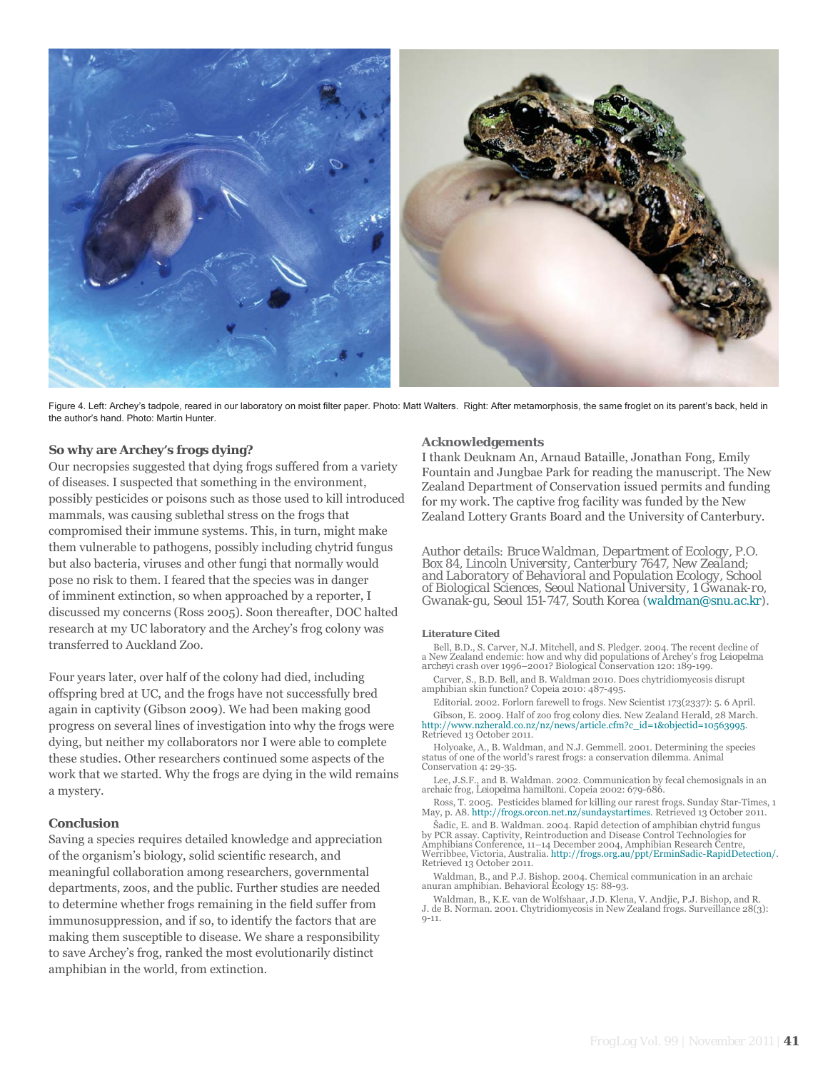Figure 4. Left: Archey's tadpole, reared in our laboratory on moist filter paper. Photo: Matt Walters. Right: After metamorphosis, the same froglet on its parent's back, held in the author's hand. Photo: Martin Hunter.

### So why are Archey's frogs dying?

Our necropsies suggested that dying frogs suffered from a variety of diseases. I suspected that something in the environment, possibly pesticides or poisons such as those used to kill introduced mammals, was causing sublethal stress on the frogs that compromised their immune systems. This, in turn, might make them vulnerable to pathogens, possibly including chytrid fungus but also bacteria, viruses and other fungi that normally would pose no risk to them. I feared that the species was in danger of imminent extinction, so when approached by a reporter, I discussed my concerns (Ross 2005). Soon thereafter, DOC halted research at my UC laboratory and the Archey's frog colony was transferred to Auckland Zoo.

Four years later, over half of the colony had died, including offspring bred at UC, and the frogs have not successfully bred again in captivity (Gibson 2009). We had been making good progress on several lines of investigation into why the frogs were dying, but neither my collaborators nor I were able to complete these studies. Other researchers continued some aspects of the work that we started. Why the frogs are dying in the wild remains a mystery.

### Conclusion

Saving a species requires detailed knowledge and appreciation of the organism's biology, solid scientific research, and meaningful collaboration among researchers, governmental departments, zoos, and the public. Further studies are needed to determine whether frogs remaining in the field suffer from immunosuppression, and if so, to identify the factors that are making them susceptible to disease. We share a responsibility to save Archey's frog, ranked the most evolutionarily distinct amphibian in the world, from extinction.

### Acknowledgements

I thank Deuknam An, Arnaud Bataille, Jonathan Fong, Emily Fountain and Jungbae Park for reading the manuscript. The New Zealand Department of Conservation issued permits and funding for my work. The captive frog facility was funded by the New Zealand Lottery Grants Board and the University of Canterbury.

*Author details: Bruce Waldman, Department of Ecology, P.O. Box 84, Lincoln University, Canterbury 7647, New Zealand; and Laboratory of Behavioral and Population Ecology, School of Biological Sciences, Seoul National University, 1 Gwanak-ro, Gwanak-gu, Seoul 151-747, South Korea (waldman@snu.ac.kr).*

#### Literature Cited

Bell, B.D., S. Carver, N.J. Mitchell, and S. Pledger. 2004. The recent decline of a New Zealand endemic: how and why did populations of Archey's frog *Leiopelma archeyi* crash over 1996–2001? Biological Conservation 120: 189-199.

Carver, S., B.D. Bell, and B. Waldman 2010. Does chytridiomycosis disrupt amphibian skin function? Copeia 2010: 487-495.

Editorial. 2002. Forlorn farewell to frogs. New Scientist 173(2337): 5. 6 April.

Gibson, E. 2009. Half of zoo frog colony dies. New Zealand Herald, 28 March. http://www.nzherald.co.nz/nz/news/article.cfm?c_id=1&objectid=10563995. Retrieved 13 October 2011.

Holyoake, A., B. Waldman, and N.J. Gemmell. 2001. Determining the species status of one of the world's rarest frogs: a conservation dilemma. Animal Conservation 4: 29-35.

Lee, J.S.F., and B. Waldman. 2002. Communication by fecal chemosignals in an archaic frog, *Leiopelma hamiltoni*. Copeia 2002: 679-686.

Ross, T. 2005. Pesticides blamed for killing our rarest frogs. Sunday Star-Times, 1 May, p. A8. http://frogs.orcon.net.nz/sundaystartimes. Retrieved 13 October 2011.

Šadic, E. and B. Waldman. 2004. Rapid detection of amphibian chytrid fungus by PCR assay. Captivity, Reintroduction and Disease Control Technologies for Amphibians Conference, 11–14 December 2004, Amphibian Research Centre, Werribbee, Victoria, Australia. http://frogs.org.au/ppt/ErminSadic-RapidDetection/. Retrieved 13 October 2011.

Waldman, B., and P.J. Bishop. 2004. Chemical communication in an archaic anuran amphibian. Behavioral Ecology 15: 88-93.

Waldman, B., K.E. van de Wolfshaar, J.D. Klena, V. Andjic, P.J. Bishop, and R. J. de B. Norman. 2001. Chytridiomycosis in New Zealand frogs. Surveillance 28(3): 9-11.